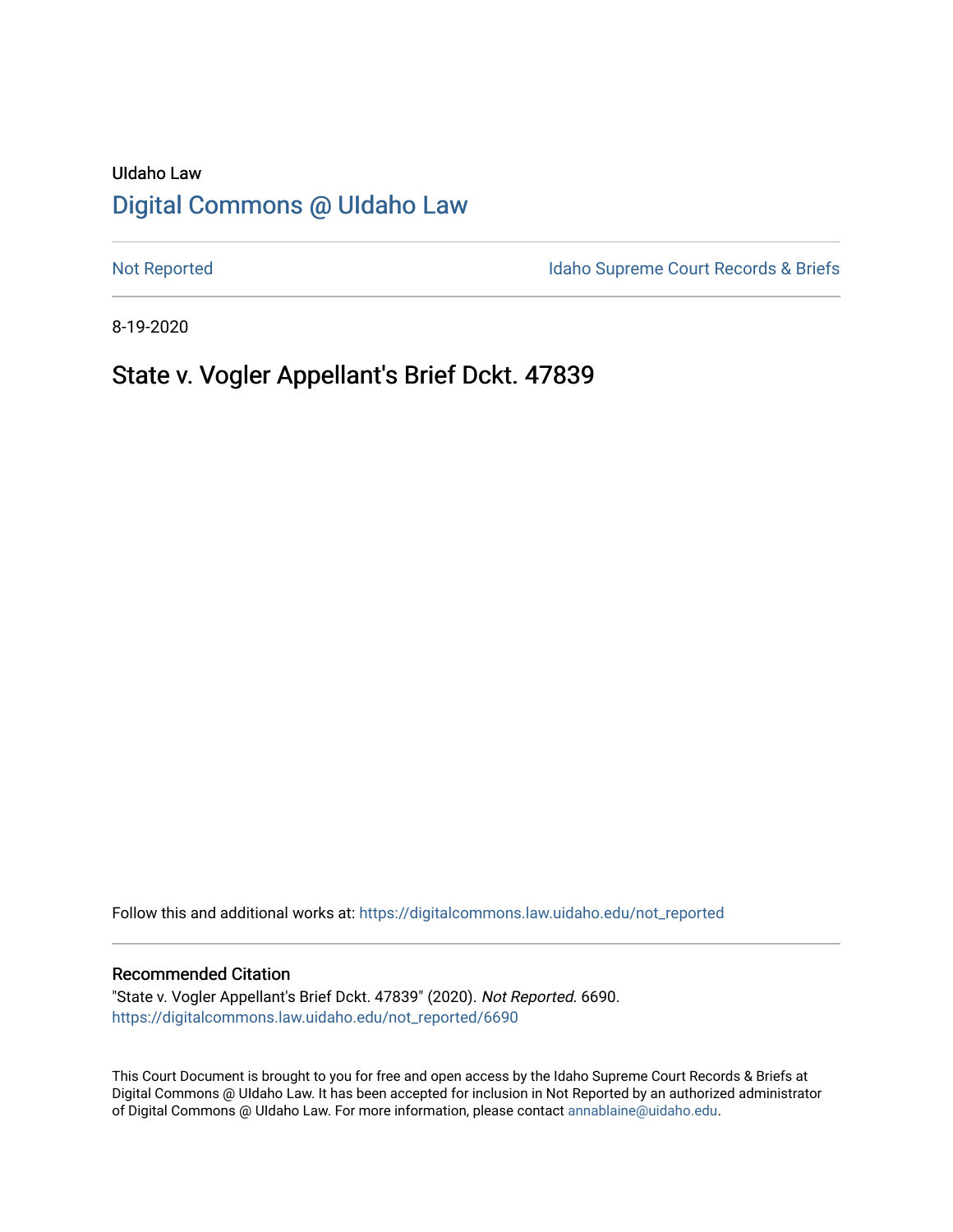UIdaho Law

# Digital Commons @ UIdaho Law

Not Reported

Idaho Supreme Court Records & Briefs

8-19-2020

## State v. Vogler Appellant's Brief Dckt. 47839

Follow this and additional works at: https://digitalcommons.law.uidaho.edu/not_reported

### Recommended Citation

"State v. Vogler Appellant's Brief Dckt. 47839" (2020). *Not Reported*. 6690.
https://digitalcommons.law.uidaho.edu/not_reported/6690

This Court Document is brought to you for free and open access by the Idaho Supreme Court Records & Briefs at Digital Commons @ UIdaho Law. It has been accepted for inclusion in Not Reported by an authorized administrator of Digital Commons @ UIdaho Law. For more information, please contact annablaine@uidaho.edu.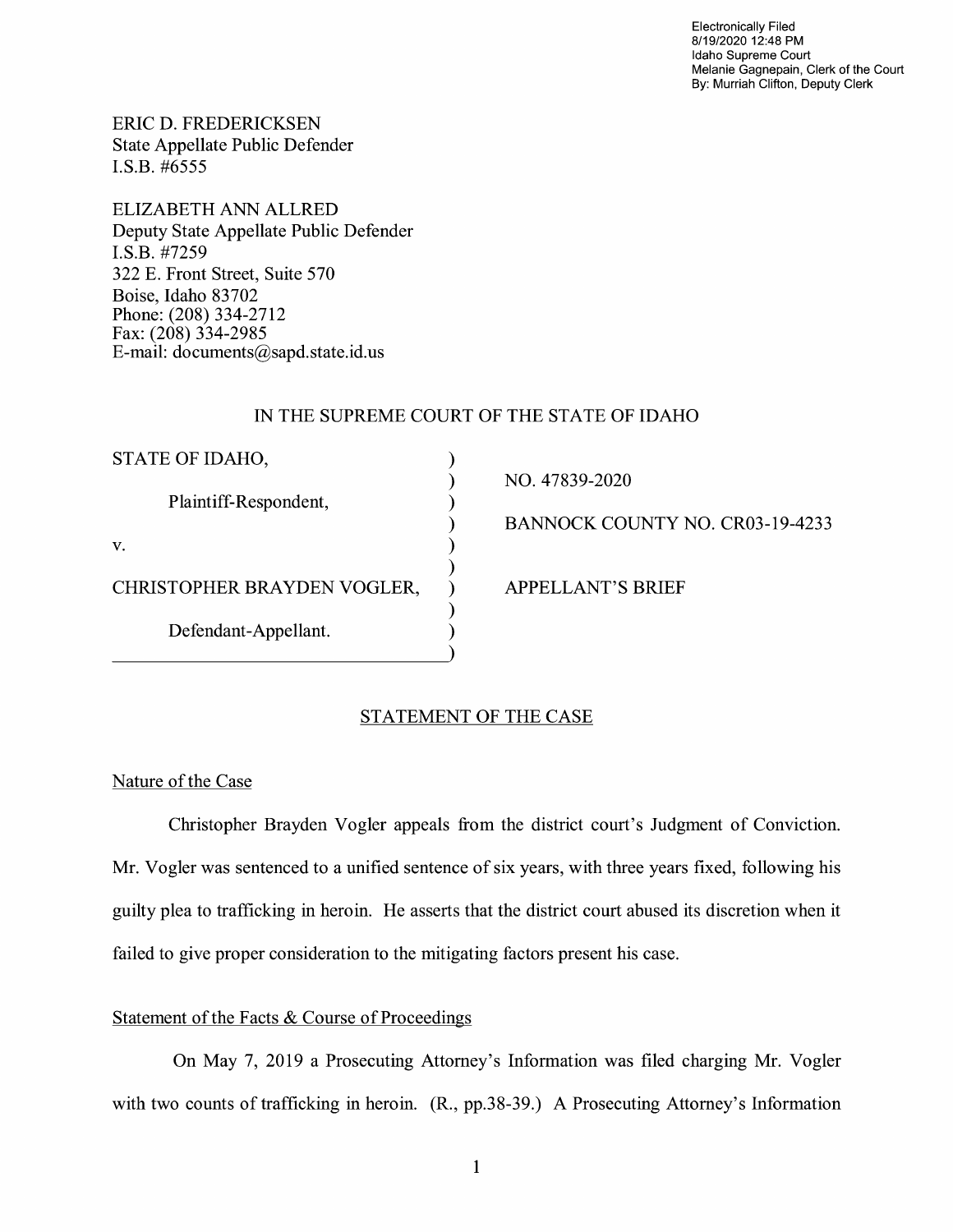Electronically Filed
8/19/2020 12:48 PM
Idaho Supreme Court
Melanie Gagnepain, Clerk of the Court
By: Murriah Clifton, Deputy Clerk

ERIC D. FREDERICKSEN
State Appellate Public Defender
I.S.B. #6555

ELIZABETH ANN ALLRED
Deputy State Appellate Public Defender
I.S.B. #7259
322 E. Front Street, Suite 570
Boise, Idaho 83702
Phone: (208) 334-2712
Fax: (208) 334-2985
E-mail: documents@sapd.state.id.us

IN THE SUPREME COURT OF THE STATE OF IDAHO

| | | |
|---|---|---|
| STATE OF IDAHO, | ) | |
| | ) | NO. 47839-2020 |
| Plaintiff-Respondent, | ) | |
| | ) | BANNOCK COUNTY NO. CR03-19-4233 |
| v. | ) | |
| | ) | |
| CHRISTOPHER BRAYDEN VOGLER, | ) | APPELLANT'S BRIEF |
| | ) | |
| Defendant-Appellant. | ) | |
| | ) | |

## STATEMENT OF THE CASE

### Nature of the Case

Christopher Brayden Vogler appeals from the district court's Judgment of Conviction. Mr. Vogler was sentenced to a unified sentence of six years, with three years fixed, following his guilty plea to trafficking in heroin. He asserts that the district court abused its discretion when it failed to give proper consideration to the mitigating factors present his case.

### Statement of the Facts & Course of Proceedings

On May 7, 2019 a Prosecuting Attorney's Information was filed charging Mr. Vogler with two counts of trafficking in heroin. (R., pp.38-39.) A Prosecuting Attorney's Information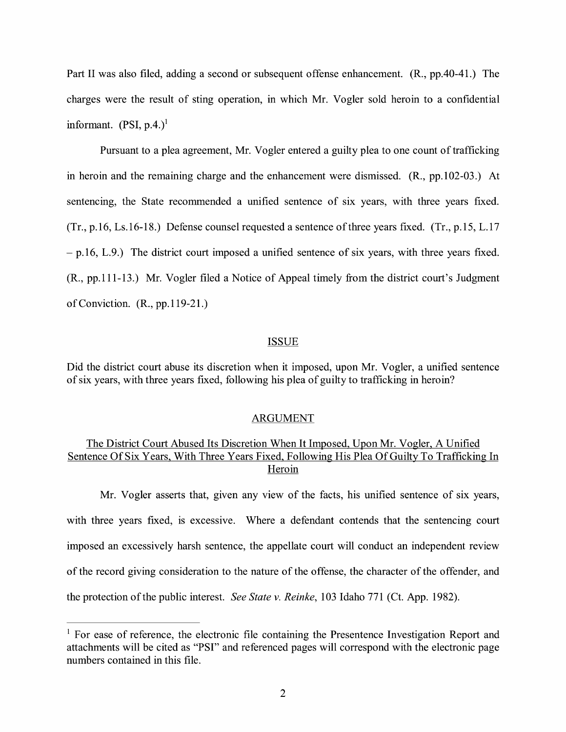Part II was also filed, adding a second or subsequent offense enhancement. (R., pp.40-41.) The charges were the result of sting operation, in which Mr. Vogler sold heroin to a confidential informant. (PSI, p.4.)[1]

Pursuant to a plea agreement, Mr. Vogler entered a guilty plea to one count of trafficking in heroin and the remaining charge and the enhancement were dismissed. (R., pp.102-03.) At sentencing, the State recommended a unified sentence of six years, with three years fixed. (Tr., p.16, Ls.16-18.) Defense counsel requested a sentence of three years fixed. (Tr., p.15, L.17 – p.16, L.9.) The district court imposed a unified sentence of six years, with three years fixed. (R., pp.111-13.) Mr. Vogler filed a Notice of Appeal timely from the district court's Judgment of Conviction. (R., pp.119-21.)

## ISSUE

Did the district court abuse its discretion when it imposed, upon Mr. Vogler, a unified sentence of six years, with three years fixed, following his plea of guilty to trafficking in heroin?

## ARGUMENT

### The District Court Abused Its Discretion When It Imposed, Upon Mr. Vogler, A Unified Sentence Of Six Years, With Three Years Fixed, Following His Plea Of Guilty To Trafficking In Heroin

Mr. Vogler asserts that, given any view of the facts, his unified sentence of six years, with three years fixed, is excessive. Where a defendant contends that the sentencing court imposed an excessively harsh sentence, the appellate court will conduct an independent review of the record giving consideration to the nature of the offense, the character of the offender, and the protection of the public interest. *See State v. Reinke*, 103 Idaho 771 (Ct. App. 1982).

---

[1] For ease of reference, the electronic file containing the Presentence Investigation Report and attachments will be cited as "PSI" and referenced pages will correspond with the electronic page numbers contained in this file.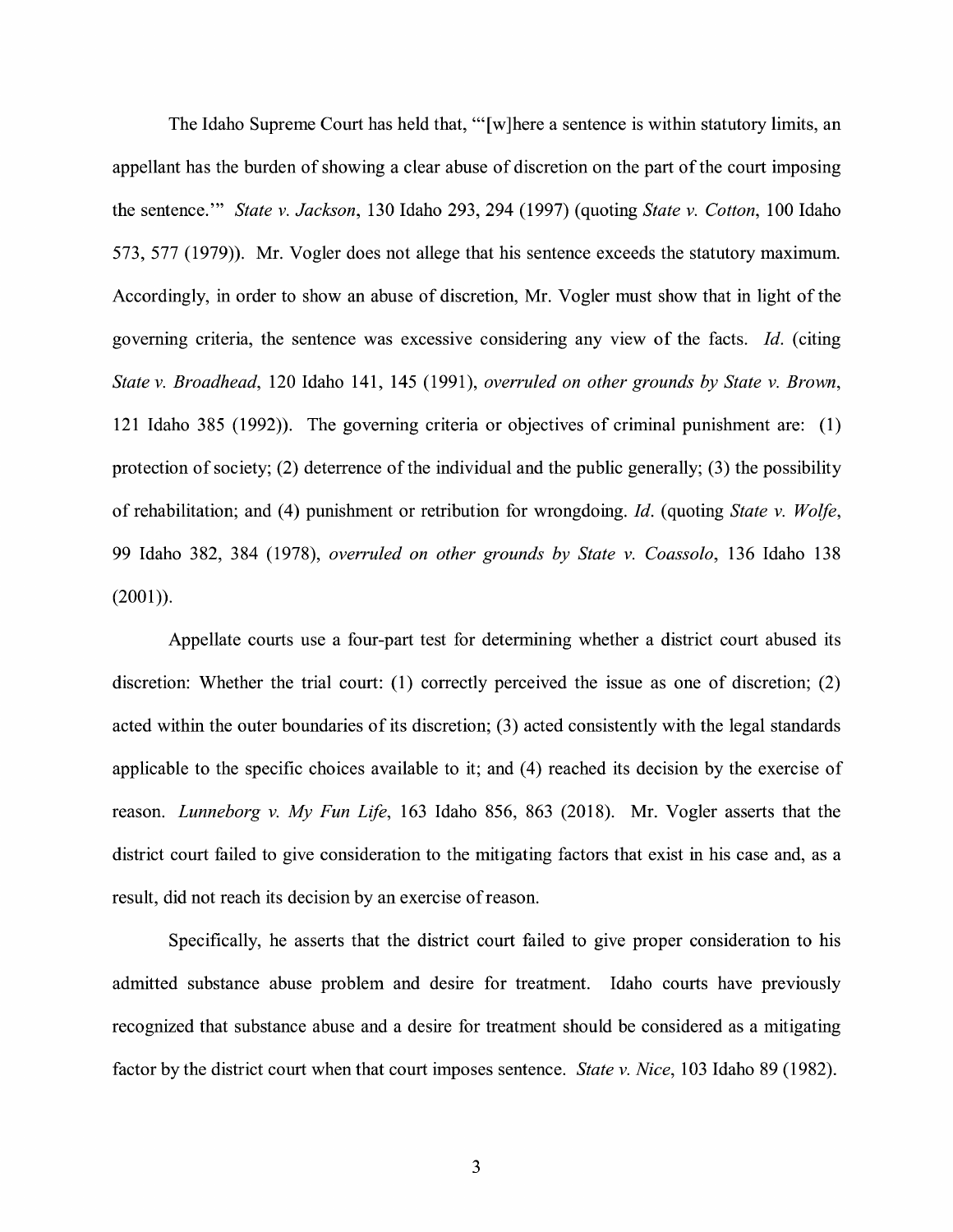The Idaho Supreme Court has held that, "'[w]here a sentence is within statutory limits, an appellant has the burden of showing a clear abuse of discretion on the part of the court imposing the sentence.'" *State v. Jackson*, 130 Idaho 293, 294 (1997) (quoting *State v. Cotton*, 100 Idaho 573, 577 (1979)). Mr. Vogler does not allege that his sentence exceeds the statutory maximum. Accordingly, in order to show an abuse of discretion, Mr. Vogler must show that in light of the governing criteria, the sentence was excessive considering any view of the facts. *Id.* (citing *State v. Broadhead*, 120 Idaho 141, 145 (1991), *overruled on other grounds by State v. Brown*, 121 Idaho 385 (1992)). The governing criteria or objectives of criminal punishment are: (1) protection of society; (2) deterrence of the individual and the public generally; (3) the possibility of rehabilitation; and (4) punishment or retribution for wrongdoing. *Id.* (quoting *State v. Wolfe*, 99 Idaho 382, 384 (1978), *overruled on other grounds by State v. Coassolo*, 136 Idaho 138 (2001)).

Appellate courts use a four-part test for determining whether a district court abused its discretion: Whether the trial court: (1) correctly perceived the issue as one of discretion; (2) acted within the outer boundaries of its discretion; (3) acted consistently with the legal standards applicable to the specific choices available to it; and (4) reached its decision by the exercise of reason. *Lunneborg v. My Fun Life*, 163 Idaho 856, 863 (2018). Mr. Vogler asserts that the district court failed to give consideration to the mitigating factors that exist in his case and, as a result, did not reach its decision by an exercise of reason.

Specifically, he asserts that the district court failed to give proper consideration to his admitted substance abuse problem and desire for treatment. Idaho courts have previously recognized that substance abuse and a desire for treatment should be considered as a mitigating factor by the district court when that court imposes sentence. *State v. Nice*, 103 Idaho 89 (1982).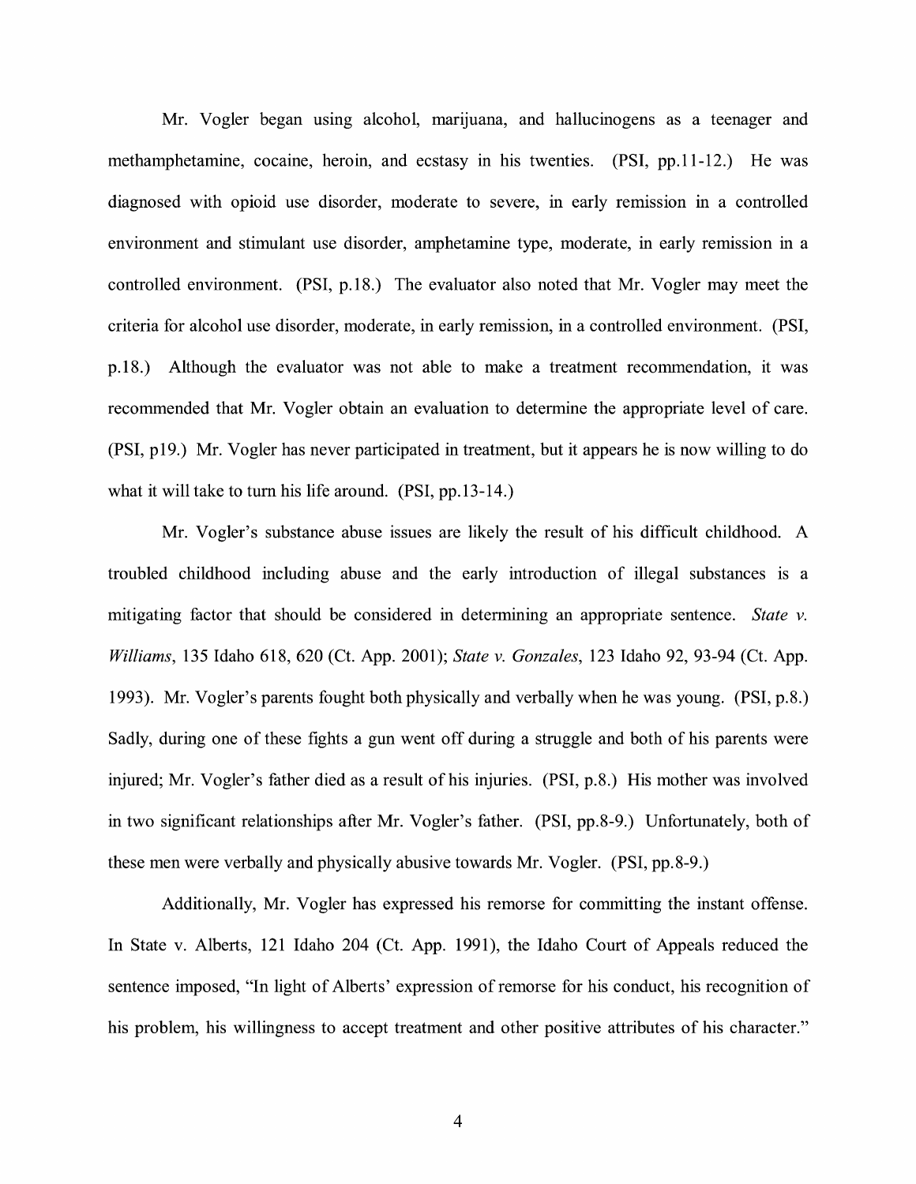Mr. Vogler began using alcohol, marijuana, and hallucinogens as a teenager and methamphetamine, cocaine, heroin, and ecstasy in his twenties. (PSI, pp.11-12.) He was diagnosed with opioid use disorder, moderate to severe, in early remission in a controlled environment and stimulant use disorder, amphetamine type, moderate, in early remission in a controlled environment. (PSI, p.18.) The evaluator also noted that Mr. Vogler may meet the criteria for alcohol use disorder, moderate, in early remission, in a controlled environment. (PSI, p.18.) Although the evaluator was not able to make a treatment recommendation, it was recommended that Mr. Vogler obtain an evaluation to determine the appropriate level of care. (PSI, p19.) Mr. Vogler has never participated in treatment, but it appears he is now willing to do what it will take to turn his life around. (PSI, pp.13-14.)

Mr. Vogler's substance abuse issues are likely the result of his difficult childhood. A troubled childhood including abuse and the early introduction of illegal substances is a mitigating factor that should be considered in determining an appropriate sentence. *State v. Williams*, 135 Idaho 618, 620 (Ct. App. 2001); *State v. Gonzales*, 123 Idaho 92, 93-94 (Ct. App. 1993). Mr. Vogler's parents fought both physically and verbally when he was young. (PSI, p.8.) Sadly, during one of these fights a gun went off during a struggle and both of his parents were injured; Mr. Vogler's father died as a result of his injuries. (PSI, p.8.) His mother was involved in two significant relationships after Mr. Vogler's father. (PSI, pp.8-9.) Unfortunately, both of these men were verbally and physically abusive towards Mr. Vogler. (PSI, pp.8-9.)

Additionally, Mr. Vogler has expressed his remorse for committing the instant offense. In State v. Alberts, 121 Idaho 204 (Ct. App. 1991), the Idaho Court of Appeals reduced the sentence imposed, "In light of Alberts' expression of remorse for his conduct, his recognition of his problem, his willingness to accept treatment and other positive attributes of his character."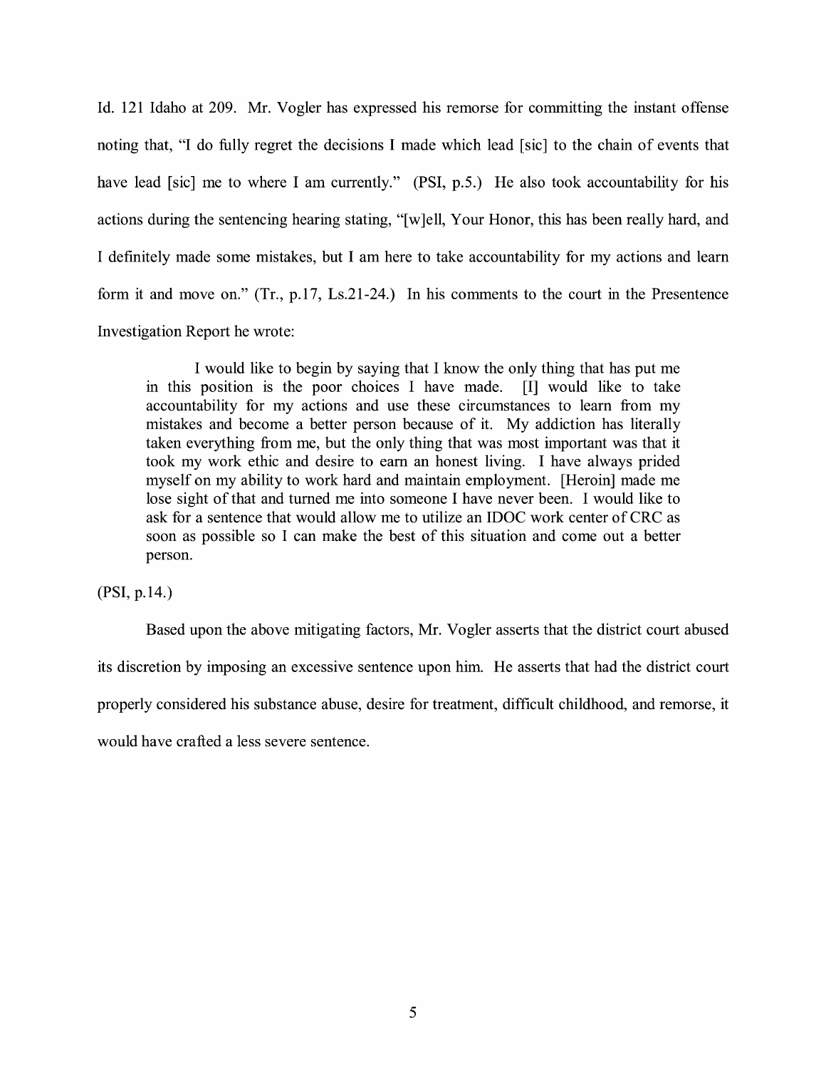Id. 121 Idaho at 209. Mr. Vogler has expressed his remorse for committing the instant offense noting that, "I do fully regret the decisions I made which lead [sic] to the chain of events that have lead [sic] me to where I am currently." (PSI, p.5.) He also took accountability for his actions during the sentencing hearing stating, "[w]ell, Your Honor, this has been really hard, and I definitely made some mistakes, but I am here to take accountability for my actions and learn form it and move on." (Tr., p.17, Ls.21-24.) In his comments to the court in the Presentence Investigation Report he wrote:

> I would like to begin by saying that I know the only thing that has put me in this position is the poor choices I have made. [I] would like to take accountability for my actions and use these circumstances to learn from my mistakes and become a better person because of it. My addiction has literally taken everything from me, but the only thing that was most important was that it took my work ethic and desire to earn an honest living. I have always prided myself on my ability to work hard and maintain employment. [Heroin] made me lose sight of that and turned me into someone I have never been. I would like to ask for a sentence that would allow me to utilize an IDOC work center of CRC as soon as possible so I can make the best of this situation and come out a better person.

(PSI, p.14.)

Based upon the above mitigating factors, Mr. Vogler asserts that the district court abused its discretion by imposing an excessive sentence upon him. He asserts that had the district court properly considered his substance abuse, desire for treatment, difficult childhood, and remorse, it would have crafted a less severe sentence.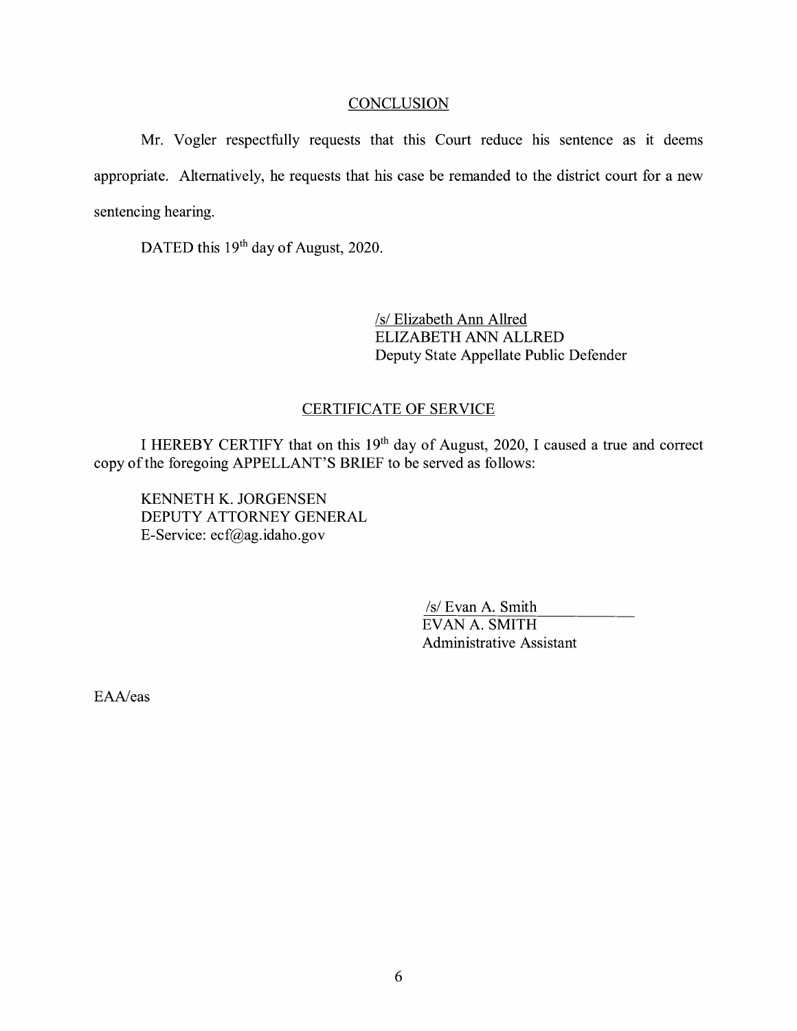## CONCLUSION

Mr. Vogler respectfully requests that this Court reduce his sentence as it deems appropriate. Alternatively, he requests that his case be remanded to the district court for a new sentencing hearing.

DATED this 19th day of August, 2020.

/s/ Elizabeth Ann Allred
ELIZABETH ANN ALLRED
Deputy State Appellate Public Defender

## CERTIFICATE OF SERVICE

I HEREBY CERTIFY that on this 19th day of August, 2020, I caused a true and correct copy of the foregoing APPELLANT'S BRIEF to be served as follows:

KENNETH K. JORGENSEN
DEPUTY ATTORNEY GENERAL
E-Service: ecf@ag.idaho.gov

/s/ Evan A. Smith
EVAN A. SMITH
Administrative Assistant

EAA/eas